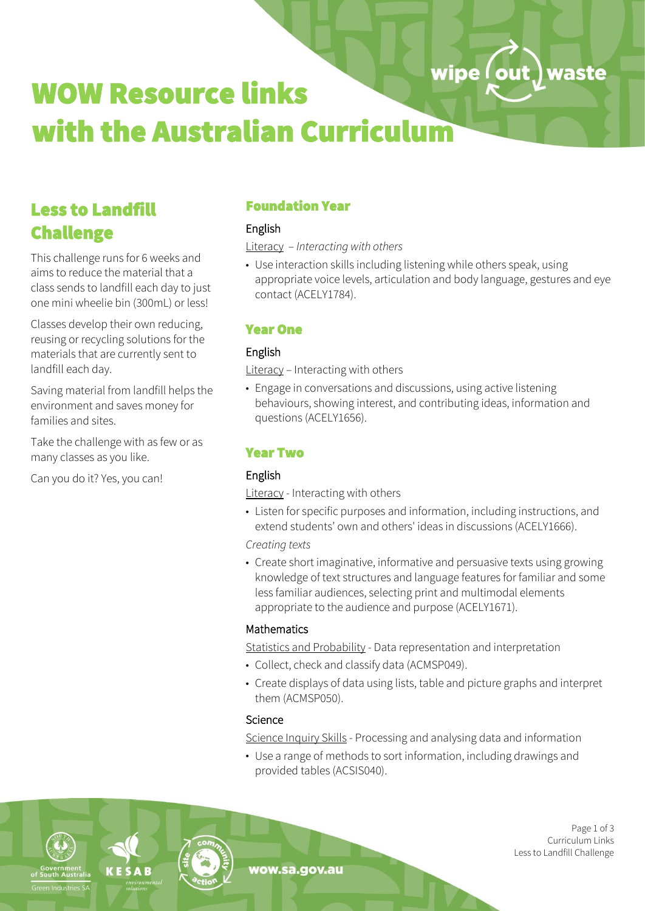# WOW Resource links with the Australian Curriculum

## Less to Landfill Challenge

This challenge runs for 6 weeks and aims to reduce the material that a class sends to landfill each day to just one mini wheelie bin (300mL) or less!

Classes develop their own reducing, reusing or recycling solutions for the materials that are currently sent to landfill each day.

Saving material from landfill helps the environment and saves money for families and sites.

Take the challenge with as few or as many classes as you like.

Can you do it? Yes, you can!

## Foundation Year

### English

Literacy – *Interacting with others*

- Use interaction skills including listening while others speak, using appropriate voice levels, articulation and body language, gestures and eye contact (ACELY1784).

## Year One

### English

Literacy – Interacting with others

- Engage in conversations and discussions, using active listening behaviours, showing interest, and contributing ideas, information and questions (ACELY1656).

## Year Two

### English

Literacy - Interacting with others

- Listen for specific purposes and information, including instructions, and extend students' own and others' ideas in discussions (ACELY1666).

*Creating texts*

- Create short imaginative, informative and persuasive texts using growing knowledge of text structures and language features for familiar and some less familiar audiences, selecting print and multimodal elements appropriate to the audience and purpose (ACELY1671).

### Mathematics

Statistics and Probability - Data representation and interpretation

- Collect, check and classify data (ACMSP049).
- Create displays of data using lists, table and picture graphs and interpret them (ACMSP050).

### Science

Science Inquiry Skills - Processing and analysing data and information

- Use a range of methods to sort information, including drawings and provided tables (ACSIS040).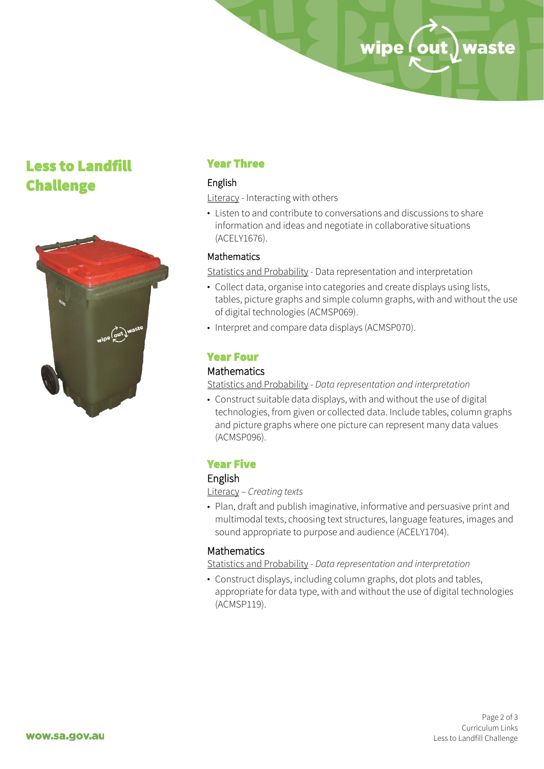# Less to Landfill Challenge

## Year Three

### English

Literacy - Interacting with others

- Listen to and contribute to conversations and discussions to share information and ideas and negotiate in collaborative situations (ACELY1676).

### Mathematics

Statistics and Probability - Data representation and interpretation

- Collect data, organise into categories and create displays using lists, tables, picture graphs and simple column graphs, with and without the use of digital technologies (ACMSP069).
- Interpret and compare data displays (ACMSP070).

## Year Four

### Mathematics

Statistics and Probability - *Data representation and interpretation*

- Construct suitable data displays, with and without the use of digital technologies, from given or collected data. Include tables, column graphs and picture graphs where one picture can represent many data values (ACMSP096).

## Year Five

### English

Literacy – *Creating texts*

- Plan, draft and publish imaginative, informative and persuasive print and multimodal texts, choosing text structures, language features, images and sound appropriate to purpose and audience (ACELY1704).

### Mathematics

Statistics and Probability - *Data representation and interpretation*

- Construct displays, including column graphs, dot plots and tables, appropriate for data type, with and without the use of digital technologies (ACMSP119).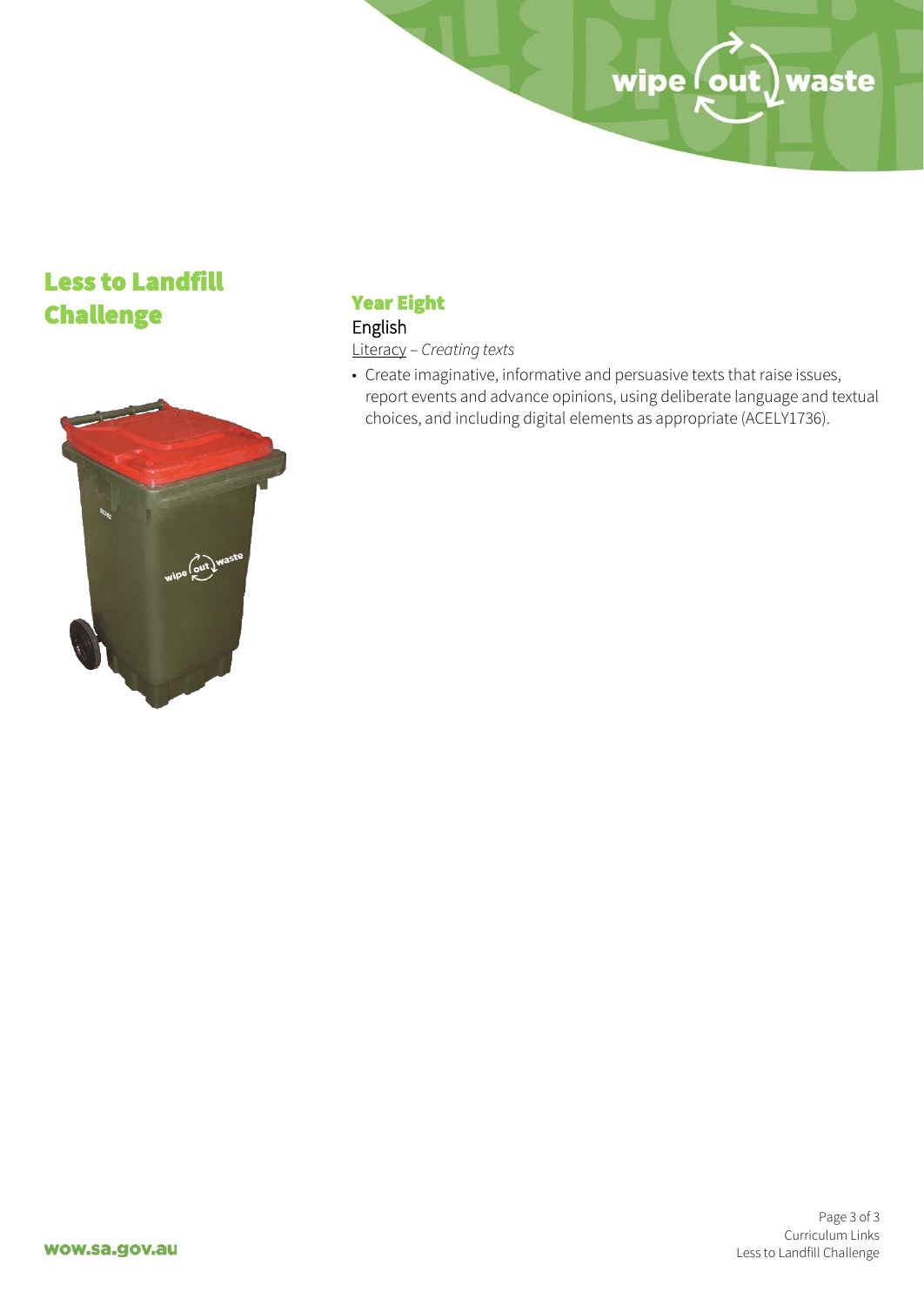# Less to Landfill Challenge

## Year Eight

### English

Literacy – *Creating texts*

- Create imaginative, informative and persuasive texts that raise issues, report events and advance opinions, using deliberate language and textual choices, and including digital elements as appropriate (ACELY1736).